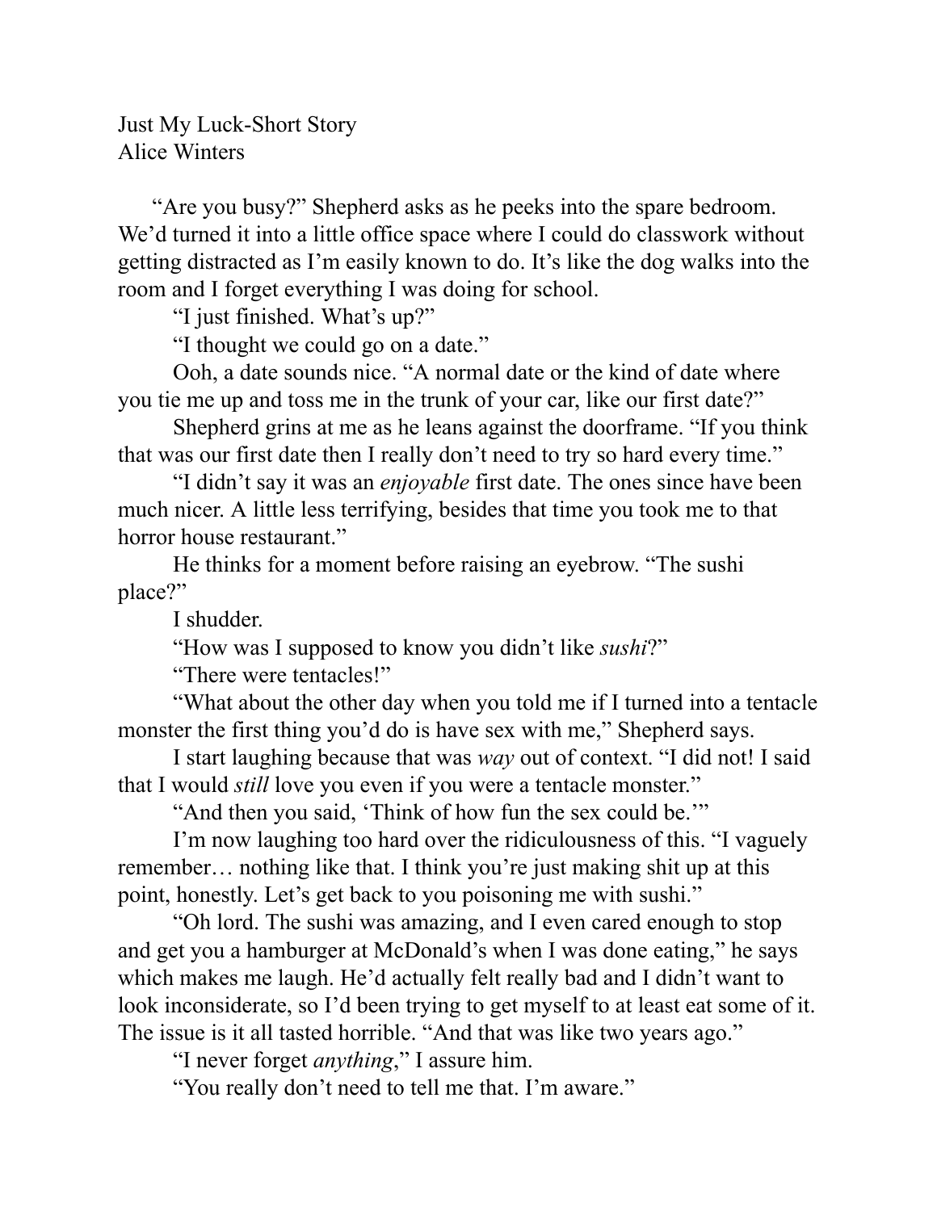Just My Luck-Short Story
Alice Winters

"Are you busy?" Shepherd asks as he peeks into the spare bedroom. We'd turned it into a little office space where I could do classwork without getting distracted as I'm easily known to do. It's like the dog walks into the room and I forget everything I was doing for school.

"I just finished. What's up?"

"I thought we could go on a date."

Ooh, a date sounds nice. "A normal date or the kind of date where you tie me up and toss me in the trunk of your car, like our first date?"

Shepherd grins at me as he leans against the doorframe. "If you think that was our first date then I really don't need to try so hard every time."

"I didn't say it was an *enjoyable* first date. The ones since have been much nicer. A little less terrifying, besides that time you took me to that horror house restaurant."

He thinks for a moment before raising an eyebrow. "The sushi place?"

I shudder.

"How was I supposed to know you didn't like *sushi*?"

"There were tentacles!"

"What about the other day when you told me if I turned into a tentacle monster the first thing you'd do is have sex with me," Shepherd says.

I start laughing because that was *way* out of context. "I did not! I said that I would *still* love you even if you were a tentacle monster."

"And then you said, 'Think of how fun the sex could be.'"

I'm now laughing too hard over the ridiculousness of this. "I vaguely remember… nothing like that. I think you're just making shit up at this point, honestly. Let's get back to you poisoning me with sushi."

"Oh lord. The sushi was amazing, and I even cared enough to stop and get you a hamburger at McDonald's when I was done eating," he says which makes me laugh. He'd actually felt really bad and I didn't want to look inconsiderate, so I'd been trying to get myself to at least eat some of it. The issue is it all tasted horrible. "And that was like two years ago."

"I never forget *anything*," I assure him.

"You really don't need to tell me that. I'm aware."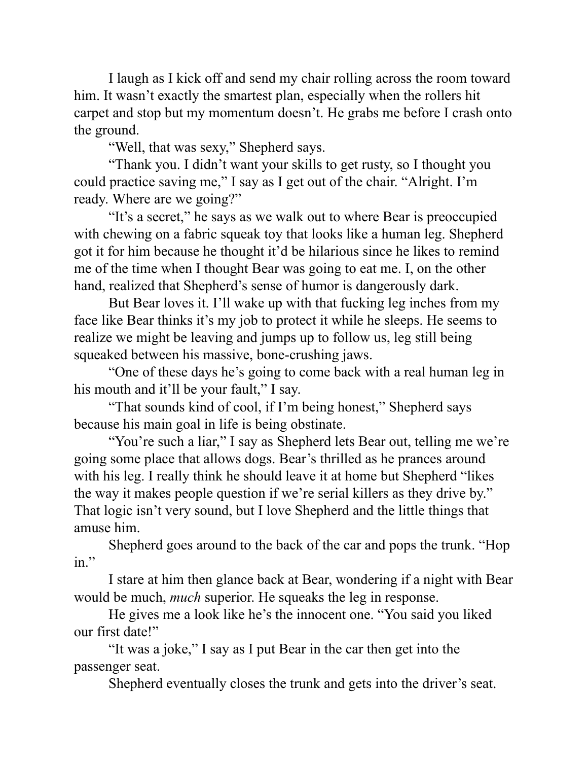I laugh as I kick off and send my chair rolling across the room toward him. It wasn't exactly the smartest plan, especially when the rollers hit carpet and stop but my momentum doesn't. He grabs me before I crash onto the ground.

"Well, that was sexy," Shepherd says.

"Thank you. I didn't want your skills to get rusty, so I thought you could practice saving me," I say as I get out of the chair. "Alright. I'm ready. Where are we going?"

"It's a secret," he says as we walk out to where Bear is preoccupied with chewing on a fabric squeak toy that looks like a human leg. Shepherd got it for him because he thought it'd be hilarious since he likes to remind me of the time when I thought Bear was going to eat me. I, on the other hand, realized that Shepherd's sense of humor is dangerously dark.

But Bear loves it. I'll wake up with that fucking leg inches from my face like Bear thinks it's my job to protect it while he sleeps. He seems to realize we might be leaving and jumps up to follow us, leg still being squeaked between his massive, bone-crushing jaws.

"One of these days he's going to come back with a real human leg in his mouth and it'll be your fault," I say.

"That sounds kind of cool, if I'm being honest," Shepherd says because his main goal in life is being obstinate.

"You're such a liar," I say as Shepherd lets Bear out, telling me we're going some place that allows dogs. Bear's thrilled as he prances around with his leg. I really think he should leave it at home but Shepherd "likes the way it makes people question if we're serial killers as they drive by." That logic isn't very sound, but I love Shepherd and the little things that amuse him.

Shepherd goes around to the back of the car and pops the trunk. "Hop in."

I stare at him then glance back at Bear, wondering if a night with Bear would be much, *much* superior. He squeaks the leg in response.

He gives me a look like he's the innocent one. "You said you liked our first date!"

"It was a joke," I say as I put Bear in the car then get into the passenger seat.

Shepherd eventually closes the trunk and gets into the driver's seat.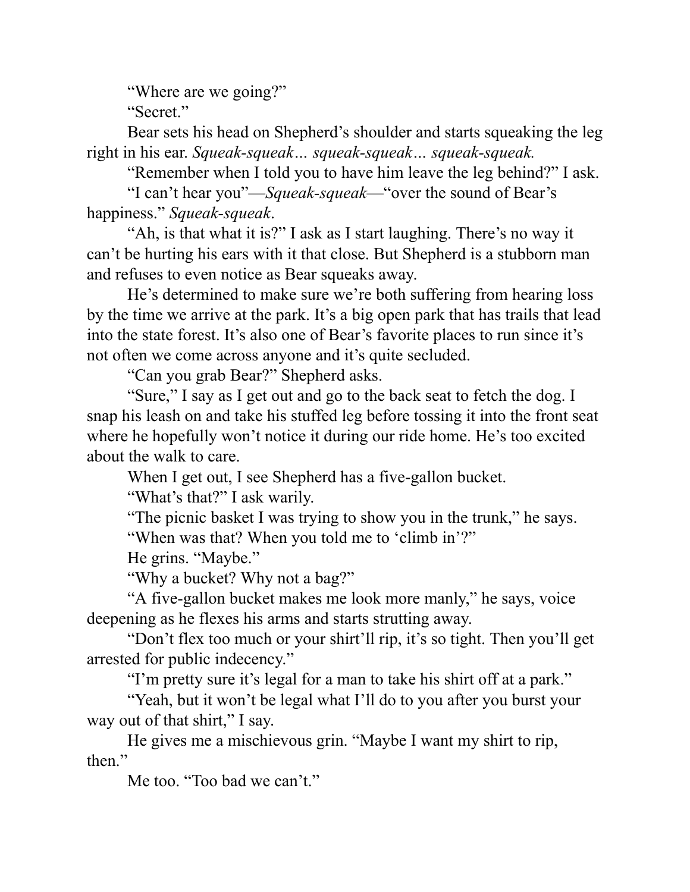"Where are we going?"

"Secret."

Bear sets his head on Shepherd's shoulder and starts squeaking the leg right in his ear. *Squeak-squeak… squeak-squeak… squeak-squeak.*

"Remember when I told you to have him leave the leg behind?" I ask.

"I can't hear you"—*Squeak-squeak*—"over the sound of Bear's happiness." *Squeak-squeak*.

"Ah, is that what it is?" I ask as I start laughing. There's no way it can't be hurting his ears with it that close. But Shepherd is a stubborn man and refuses to even notice as Bear squeaks away.

He's determined to make sure we're both suffering from hearing loss by the time we arrive at the park. It's a big open park that has trails that lead into the state forest. It's also one of Bear's favorite places to run since it's not often we come across anyone and it's quite secluded.

"Can you grab Bear?" Shepherd asks.

"Sure," I say as I get out and go to the back seat to fetch the dog. I snap his leash on and take his stuffed leg before tossing it into the front seat where he hopefully won't notice it during our ride home. He's too excited about the walk to care.

When I get out, I see Shepherd has a five-gallon bucket.

"What's that?" I ask warily.

"The picnic basket I was trying to show you in the trunk," he says.

"When was that? When you told me to 'climb in'?"

He grins. "Maybe."

"Why a bucket? Why not a bag?"

"A five-gallon bucket makes me look more manly," he says, voice deepening as he flexes his arms and starts strutting away.

"Don't flex too much or your shirt'll rip, it's so tight. Then you'll get arrested for public indecency."

"I'm pretty sure it's legal for a man to take his shirt off at a park."

"Yeah, but it won't be legal what I'll do to you after you burst your way out of that shirt," I say.

He gives me a mischievous grin. "Maybe I want my shirt to rip, then."

Me too. "Too bad we can't."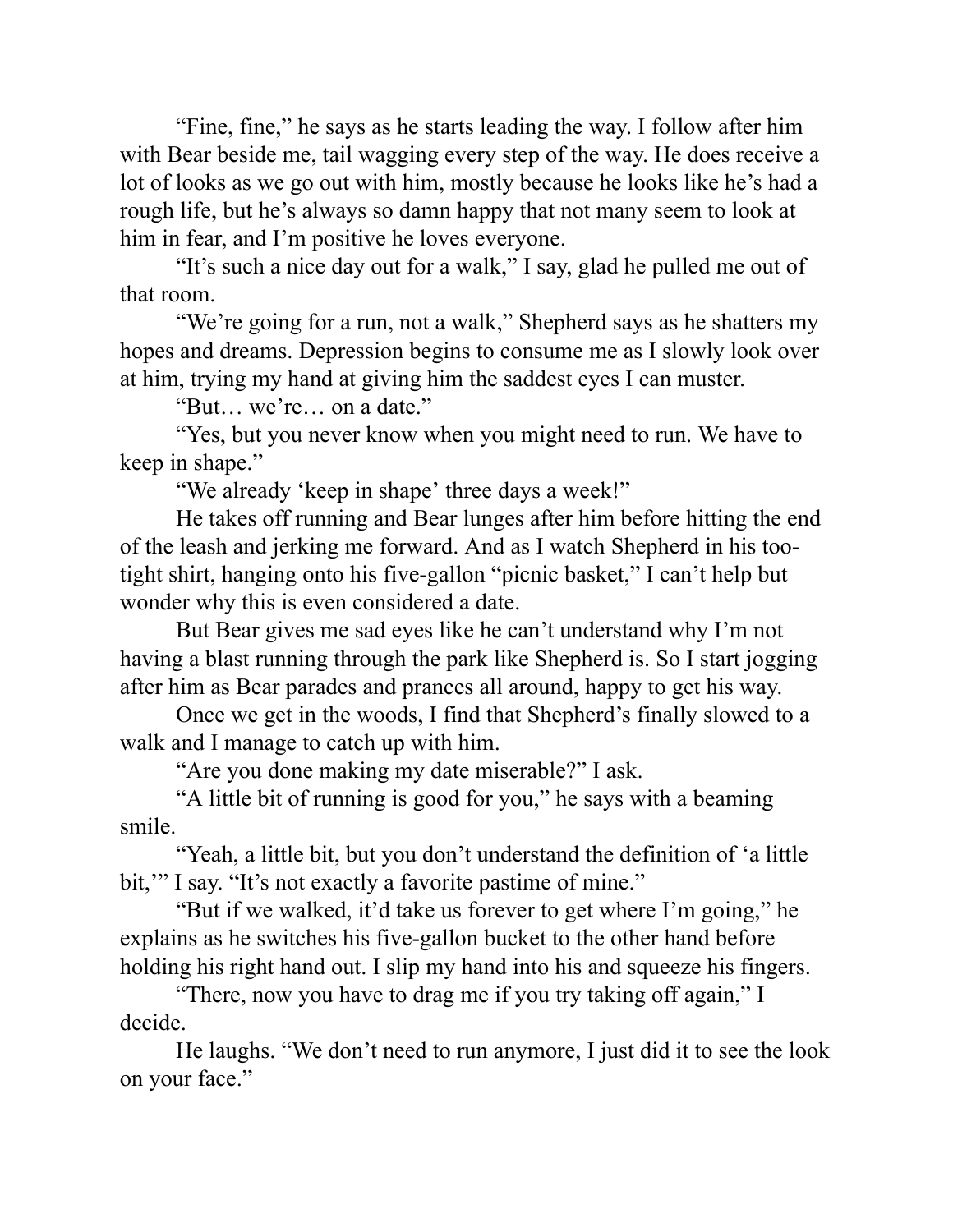"Fine, fine," he says as he starts leading the way. I follow after him with Bear beside me, tail wagging every step of the way. He does receive a lot of looks as we go out with him, mostly because he looks like he's had a rough life, but he's always so damn happy that not many seem to look at him in fear, and I'm positive he loves everyone.

"It's such a nice day out for a walk," I say, glad he pulled me out of that room.

"We're going for a run, not a walk," Shepherd says as he shatters my hopes and dreams. Depression begins to consume me as I slowly look over at him, trying my hand at giving him the saddest eyes I can muster.

"But… we're… on a date."

"Yes, but you never know when you might need to run. We have to keep in shape."

"We already 'keep in shape' three days a week!"

He takes off running and Bear lunges after him before hitting the end of the leash and jerking me forward. And as I watch Shepherd in his too-tight shirt, hanging onto his five-gallon "picnic basket," I can't help but wonder why this is even considered a date.

But Bear gives me sad eyes like he can't understand why I'm not having a blast running through the park like Shepherd is. So I start jogging after him as Bear parades and prances all around, happy to get his way.

Once we get in the woods, I find that Shepherd's finally slowed to a walk and I manage to catch up with him.

"Are you done making my date miserable?" I ask.

"A little bit of running is good for you," he says with a beaming smile.

"Yeah, a little bit, but you don't understand the definition of 'a little bit,'" I say. "It's not exactly a favorite pastime of mine."

"But if we walked, it'd take us forever to get where I'm going," he explains as he switches his five-gallon bucket to the other hand before holding his right hand out. I slip my hand into his and squeeze his fingers.

"There, now you have to drag me if you try taking off again," I decide.

He laughs. "We don't need to run anymore, I just did it to see the look on your face."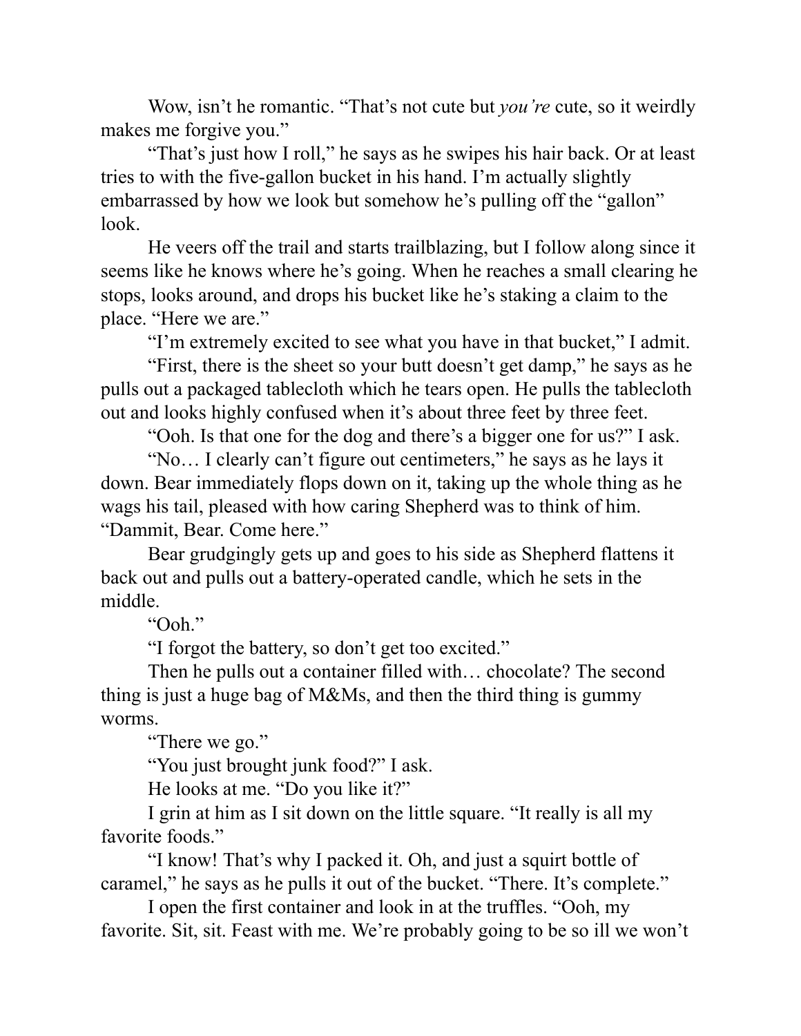Wow, isn't he romantic. "That's not cute but *you're* cute, so it weirdly makes me forgive you."

"That's just how I roll," he says as he swipes his hair back. Or at least tries to with the five-gallon bucket in his hand. I'm actually slightly embarrassed by how we look but somehow he's pulling off the "gallon" look.

He veers off the trail and starts trailblazing, but I follow along since it seems like he knows where he's going. When he reaches a small clearing he stops, looks around, and drops his bucket like he's staking a claim to the place. "Here we are."

"I'm extremely excited to see what you have in that bucket," I admit.

"First, there is the sheet so your butt doesn't get damp," he says as he pulls out a packaged tablecloth which he tears open. He pulls the tablecloth out and looks highly confused when it's about three feet by three feet.

"Ooh. Is that one for the dog and there's a bigger one for us?" I ask.

"No… I clearly can't figure out centimeters," he says as he lays it down. Bear immediately flops down on it, taking up the whole thing as he wags his tail, pleased with how caring Shepherd was to think of him. "Dammit, Bear. Come here."

Bear grudgingly gets up and goes to his side as Shepherd flattens it back out and pulls out a battery-operated candle, which he sets in the middle.

"Ooh."

"I forgot the battery, so don't get too excited."

Then he pulls out a container filled with… chocolate? The second thing is just a huge bag of M&Ms, and then the third thing is gummy worms.

"There we go."

"You just brought junk food?" I ask.

He looks at me. "Do you like it?"

I grin at him as I sit down on the little square. "It really is all my favorite foods."

"I know! That's why I packed it. Oh, and just a squirt bottle of caramel," he says as he pulls it out of the bucket. "There. It's complete."

I open the first container and look in at the truffles. "Ooh, my favorite. Sit, sit. Feast with me. We're probably going to be so ill we won't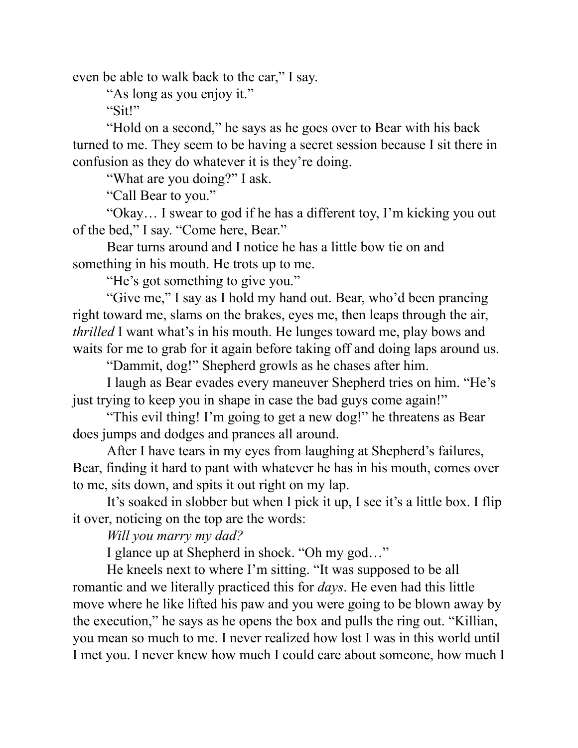even be able to walk back to the car," I say.

"As long as you enjoy it."

"Sit!"

"Hold on a second," he says as he goes over to Bear with his back turned to me. They seem to be having a secret session because I sit there in confusion as they do whatever it is they're doing.

"What are you doing?" I ask.

"Call Bear to you."

"Okay… I swear to god if he has a different toy, I'm kicking you out of the bed," I say. "Come here, Bear."

Bear turns around and I notice he has a little bow tie on and something in his mouth. He trots up to me.

"He's got something to give you."

"Give me," I say as I hold my hand out. Bear, who'd been prancing right toward me, slams on the brakes, eyes me, then leaps through the air, *thrilled* I want what's in his mouth. He lunges toward me, play bows and waits for me to grab for it again before taking off and doing laps around us.

"Dammit, dog!" Shepherd growls as he chases after him.

I laugh as Bear evades every maneuver Shepherd tries on him. "He's just trying to keep you in shape in case the bad guys come again!"

"This evil thing! I'm going to get a new dog!" he threatens as Bear does jumps and dodges and prances all around.

After I have tears in my eyes from laughing at Shepherd's failures, Bear, finding it hard to pant with whatever he has in his mouth, comes over to me, sits down, and spits it out right on my lap.

It's soaked in slobber but when I pick it up, I see it's a little box. I flip it over, noticing on the top are the words:

*Will you marry my dad?*

I glance up at Shepherd in shock. "Oh my god…"

He kneels next to where I'm sitting. "It was supposed to be all romantic and we literally practiced this for *days*. He even had this little move where he like lifted his paw and you were going to be blown away by the execution," he says as he opens the box and pulls the ring out. "Killian, you mean so much to me. I never realized how lost I was in this world until I met you. I never knew how much I could care about someone, how much I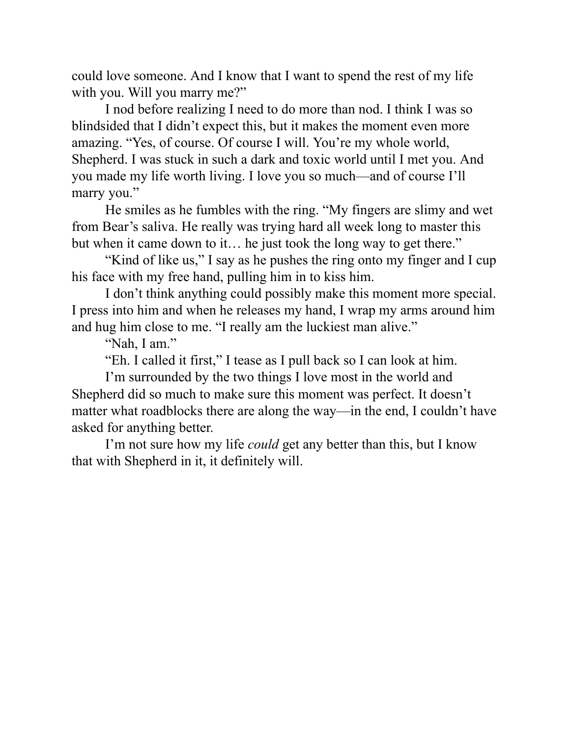could love someone. And I know that I want to spend the rest of my life with you. Will you marry me?"

I nod before realizing I need to do more than nod. I think I was so blindsided that I didn't expect this, but it makes the moment even more amazing. "Yes, of course. Of course I will. You're my whole world, Shepherd. I was stuck in such a dark and toxic world until I met you. And you made my life worth living. I love you so much—and of course I'll marry you."

He smiles as he fumbles with the ring. "My fingers are slimy and wet from Bear's saliva. He really was trying hard all week long to master this but when it came down to it… he just took the long way to get there."

"Kind of like us," I say as he pushes the ring onto my finger and I cup his face with my free hand, pulling him in to kiss him.

I don't think anything could possibly make this moment more special. I press into him and when he releases my hand, I wrap my arms around him and hug him close to me. "I really am the luckiest man alive."

"Nah, I am."

"Eh. I called it first," I tease as I pull back so I can look at him.

I'm surrounded by the two things I love most in the world and Shepherd did so much to make sure this moment was perfect. It doesn't matter what roadblocks there are along the way—in the end, I couldn't have asked for anything better.

I'm not sure how my life *could* get any better than this, but I know that with Shepherd in it, it definitely will.